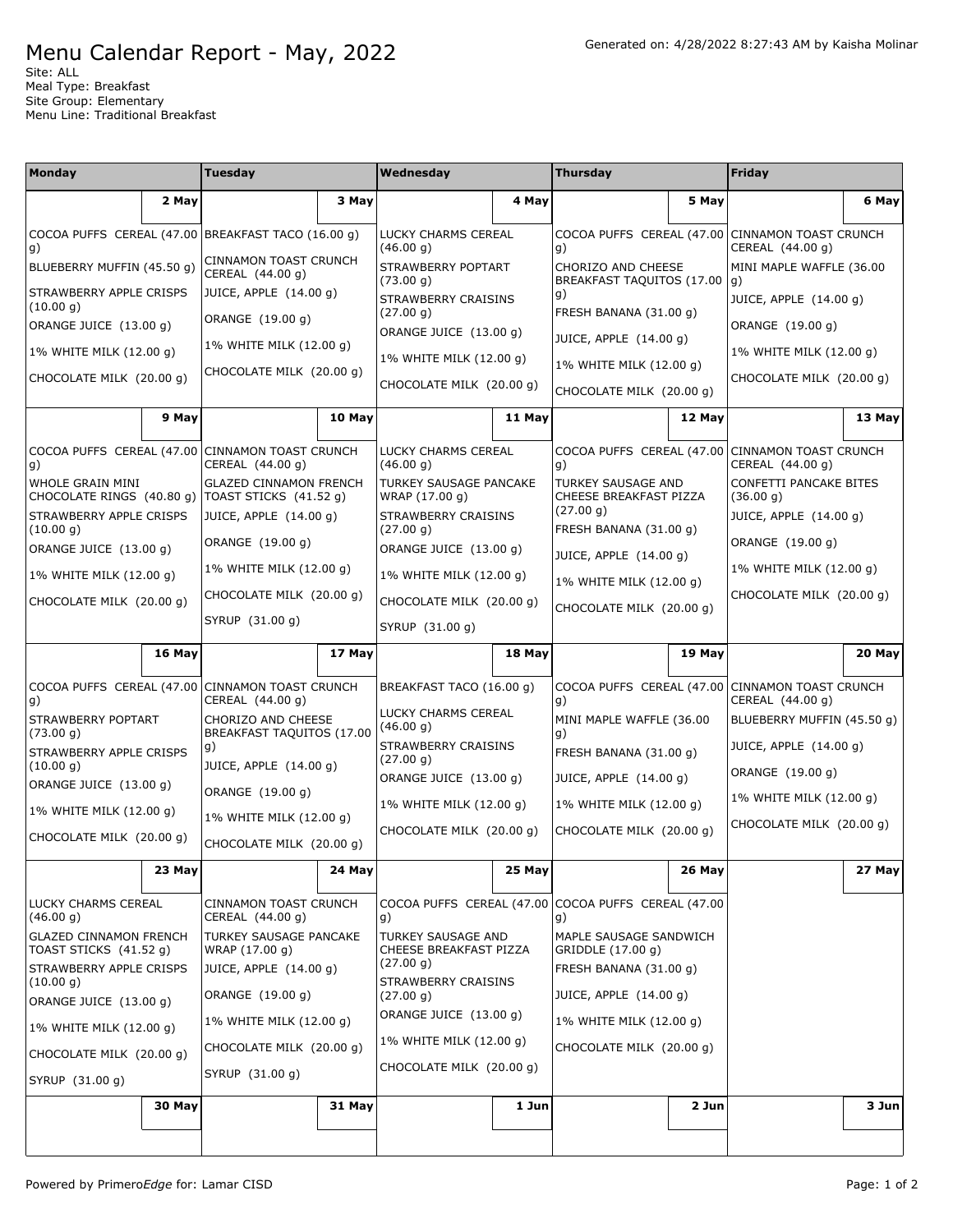# Menu Calendar Report - May, 2022

Generated on: 4/28/2022 8:27:43 AM by Kaisha Molinar

Site: ALL
Meal Type: Breakfast
Site Group: Elementary
Menu Line: Traditional Breakfast

| Monday | Tuesday | Wednesday | Thursday | Friday |
|---|---|---|---|---|
| **2 May** | **3 May** | **4 May** | **5 May** | **6 May** |
| COCOA PUFFS CEREAL (47.00 g)<br>BLUEBERRY MUFFIN (45.50 g)<br>STRAWBERRY APPLE CRISPS (10.00 g)<br>ORANGE JUICE (13.00 g)<br>1% WHITE MILK (12.00 g)<br>CHOCOLATE MILK (20.00 g) | BREAKFAST TACO (16.00 g)<br>CINNAMON TOAST CRUNCH CEREAL (44.00 g)<br>JUICE, APPLE (14.00 g)<br>ORANGE (19.00 g)<br>1% WHITE MILK (12.00 g)<br>CHOCOLATE MILK (20.00 g) | LUCKY CHARMS CEREAL (46.00 g)<br>STRAWBERRY POPTART (73.00 g)<br>STRAWBERRY CRAISINS (27.00 g)<br>ORANGE JUICE (13.00 g)<br>1% WHITE MILK (12.00 g)<br>CHOCOLATE MILK (20.00 g) | COCOA PUFFS CEREAL (47.00 g)<br>CHORIZO AND CHEESE BREAKFAST TAQUITOS (17.00 g)<br>FRESH BANANA (31.00 g)<br>JUICE, APPLE (14.00 g)<br>1% WHITE MILK (12.00 g)<br>CHOCOLATE MILK (20.00 g) | CINNAMON TOAST CRUNCH CEREAL (44.00 g)<br>MINI MAPLE WAFFLE (36.00 g)<br>JUICE, APPLE (14.00 g)<br>ORANGE (19.00 g)<br>1% WHITE MILK (12.00 g)<br>CHOCOLATE MILK (20.00 g) |
| **9 May** | **10 May** | **11 May** | **12 May** | **13 May** |
| COCOA PUFFS CEREAL (47.00 g)<br>WHOLE GRAIN MINI CHOCOLATE RINGS (40.80 g)<br>STRAWBERRY APPLE CRISPS (10.00 g)<br>ORANGE JUICE (13.00 g)<br>1% WHITE MILK (12.00 g)<br>CHOCOLATE MILK (20.00 g) | CINNAMON TOAST CRUNCH CEREAL (44.00 g)<br>GLAZED CINNAMON FRENCH TOAST STICKS (41.52 g)<br>JUICE, APPLE (14.00 g)<br>ORANGE (19.00 g)<br>1% WHITE MILK (12.00 g)<br>CHOCOLATE MILK (20.00 g)<br>SYRUP (31.00 g) | LUCKY CHARMS CEREAL (46.00 g)<br>TURKEY SAUSAGE PANCAKE WRAP (17.00 g)<br>STRAWBERRY CRAISINS (27.00 g)<br>ORANGE JUICE (13.00 g)<br>1% WHITE MILK (12.00 g)<br>CHOCOLATE MILK (20.00 g)<br>SYRUP (31.00 g) | COCOA PUFFS CEREAL (47.00 g)<br>TURKEY SAUSAGE AND CHEESE BREAKFAST PIZZA (27.00 g)<br>FRESH BANANA (31.00 g)<br>JUICE, APPLE (14.00 g)<br>1% WHITE MILK (12.00 g)<br>CHOCOLATE MILK (20.00 g) | CINNAMON TOAST CRUNCH CEREAL (44.00 g)<br>CONFETTI PANCAKE BITES (36.00 g)<br>JUICE, APPLE (14.00 g)<br>ORANGE (19.00 g)<br>1% WHITE MILK (12.00 g)<br>CHOCOLATE MILK (20.00 g) |
| **16 May** | **17 May** | **18 May** | **19 May** | **20 May** |
| COCOA PUFFS CEREAL (47.00 g)<br>STRAWBERRY POPTART (73.00 g)<br>STRAWBERRY APPLE CRISPS (10.00 g)<br>ORANGE JUICE (13.00 g)<br>1% WHITE MILK (12.00 g)<br>CHOCOLATE MILK (20.00 g) | CINNAMON TOAST CRUNCH CEREAL (44.00 g)<br>CHORIZO AND CHEESE BREAKFAST TAQUITOS (17.00 g)<br>JUICE, APPLE (14.00 g)<br>ORANGE (19.00 g)<br>1% WHITE MILK (12.00 g)<br>CHOCOLATE MILK (20.00 g) | BREAKFAST TACO (16.00 g)<br>LUCKY CHARMS CEREAL (46.00 g)<br>STRAWBERRY CRAISINS (27.00 g)<br>ORANGE JUICE (13.00 g)<br>1% WHITE MILK (12.00 g)<br>CHOCOLATE MILK (20.00 g) | COCOA PUFFS CEREAL (47.00 g)<br>MINI MAPLE WAFFLE (36.00 g)<br>FRESH BANANA (31.00 g)<br>JUICE, APPLE (14.00 g)<br>1% WHITE MILK (12.00 g)<br>CHOCOLATE MILK (20.00 g) | CINNAMON TOAST CRUNCH CEREAL (44.00 g)<br>BLUEBERRY MUFFIN (45.50 g)<br>JUICE, APPLE (14.00 g)<br>ORANGE (19.00 g)<br>1% WHITE MILK (12.00 g)<br>CHOCOLATE MILK (20.00 g) |
| **23 May** | **24 May** | **25 May** | **26 May** | **27 May** |
| LUCKY CHARMS CEREAL (46.00 g)<br>GLAZED CINNAMON FRENCH TOAST STICKS (41.52 g)<br>STRAWBERRY APPLE CRISPS (10.00 g)<br>ORANGE JUICE (13.00 g)<br>1% WHITE MILK (12.00 g)<br>CHOCOLATE MILK (20.00 g)<br>SYRUP (31.00 g) | CINNAMON TOAST CRUNCH CEREAL (44.00 g)<br>TURKEY SAUSAGE PANCAKE WRAP (17.00 g)<br>JUICE, APPLE (14.00 g)<br>ORANGE (19.00 g)<br>1% WHITE MILK (12.00 g)<br>CHOCOLATE MILK (20.00 g)<br>SYRUP (31.00 g) | COCOA PUFFS CEREAL (47.00 g)<br>TURKEY SAUSAGE AND CHEESE BREAKFAST PIZZA (27.00 g)<br>STRAWBERRY CRAISINS (27.00 g)<br>ORANGE JUICE (13.00 g)<br>1% WHITE MILK (12.00 g)<br>CHOCOLATE MILK (20.00 g) | COCOA PUFFS CEREAL (47.00 g)<br>MAPLE SAUSAGE SANDWICH GRIDDLE (17.00 g)<br>FRESH BANANA (31.00 g)<br>JUICE, APPLE (14.00 g)<br>1% WHITE MILK (12.00 g)<br>CHOCOLATE MILK (20.00 g) | |
| **30 May** | **31 May** | **1 Jun** | **2 Jun** | **3 Jun** |
| | | | | |

Powered by Primero*Edge* for: Lamar CISD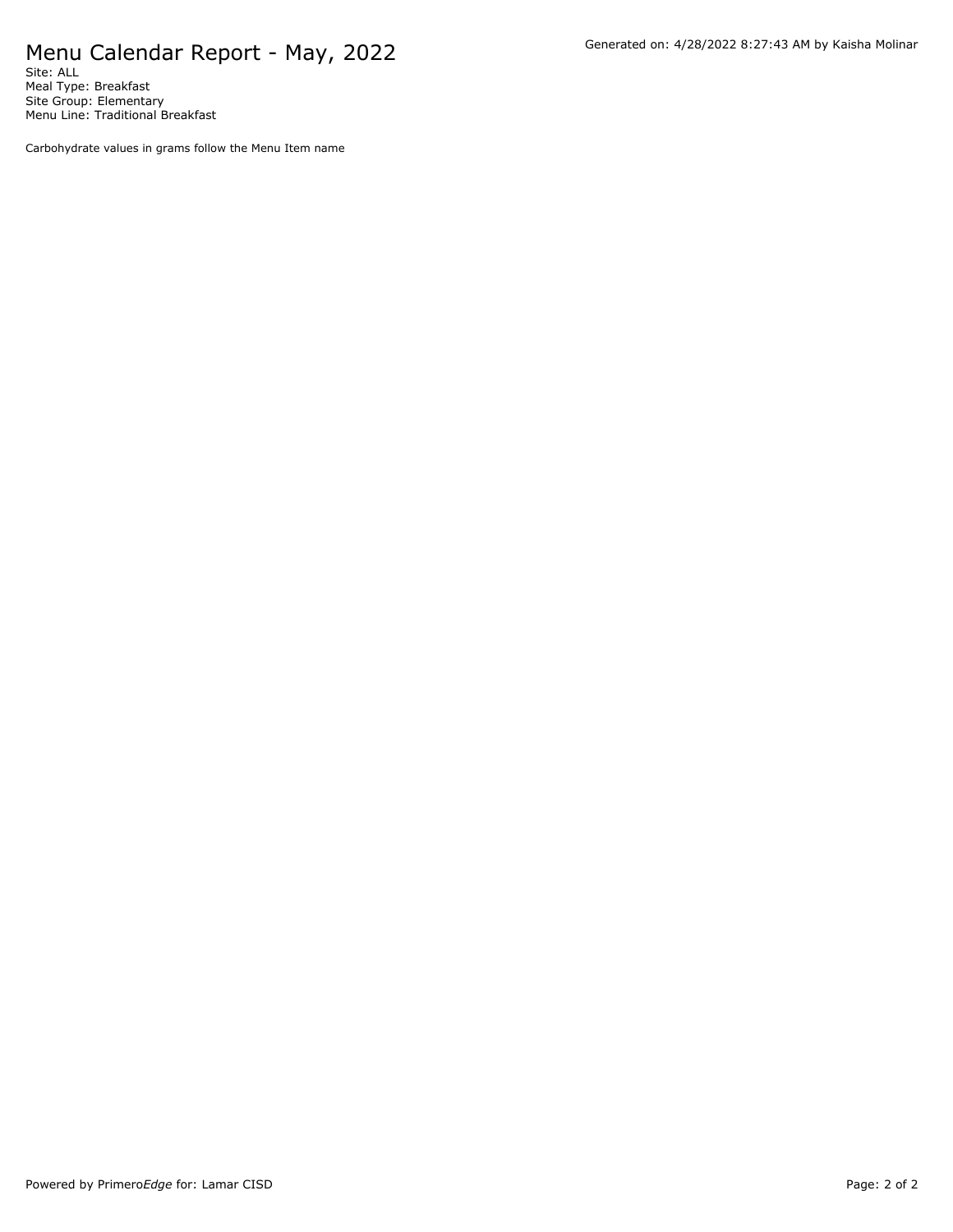# Menu Calendar Report - May, 2022

Generated on: 4/28/2022 8:27:43 AM by Kaisha Molinar

Site: ALL
Meal Type: Breakfast
Site Group: Elementary
Menu Line: Traditional Breakfast

Carbohydrate values in grams follow the Menu Item name

Powered by Primero*Edge* for: Lamar CISD